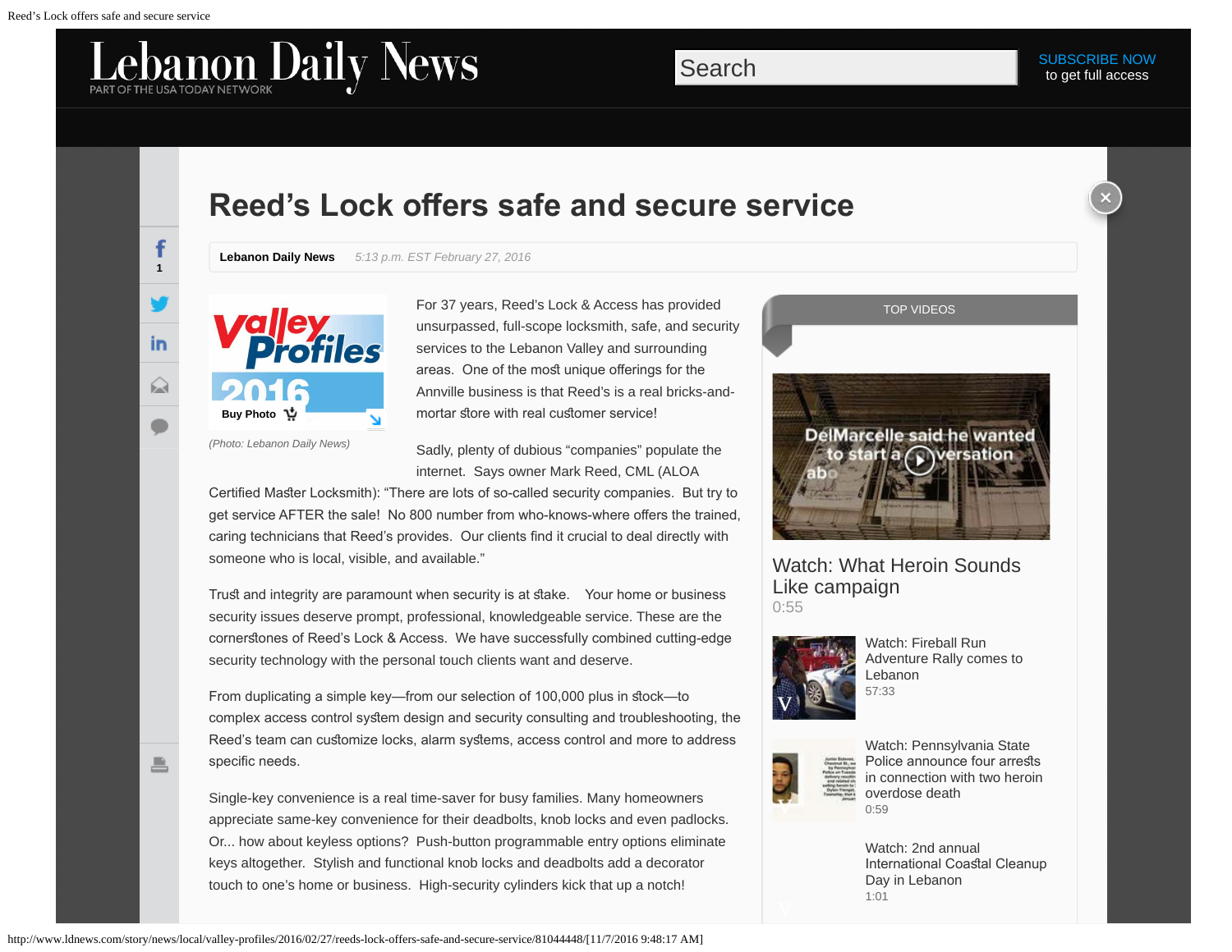# Reed's Lock offers safe and secure service

**Lebanon Daily News** *5:13 p.m. EST February 27, 2016*

(Photo: Lebanon Daily News)

For 37 years, Reed's Lock & Access has provided unsurpassed, full-scope locksmith, safe, and security services to the Lebanon Valley and surrounding areas. One of the most unique offerings for the Annville business is that Reed's is a real bricks-and-mortar store with real customer service!

Sadly, plenty of dubious "companies" populate the internet. Says owner Mark Reed, CML (ALOA Certified Master Locksmith): "There are lots of so-called security companies. But try to get service AFTER the sale! No 800 number from who-knows-where offers the trained, caring technicians that Reed's provides. Our clients find it crucial to deal directly with someone who is local, visible, and available."

Trust and integrity are paramount when security is at stake. Your home or business security issues deserve prompt, professional, knowledgeable service. These are the cornerstones of Reed's Lock & Access. We have successfully combined cutting-edge security technology with the personal touch clients want and deserve.

From duplicating a simple key—from our selection of 100,000 plus in stock—to complex access control system design and security consulting and troubleshooting, the Reed's team can customize locks, alarm systems, access control and more to address specific needs.

Single-key convenience is a real time-saver for busy families. Many homeowners appreciate same-key convenience for their deadbolts, knob locks and even padlocks. Or... how about keyless options? Push-button programmable entry options eliminate keys altogether. Stylish and functional knob locks and deadbolts add a decorator touch to one's home or business. High-security cylinders kick that up a notch!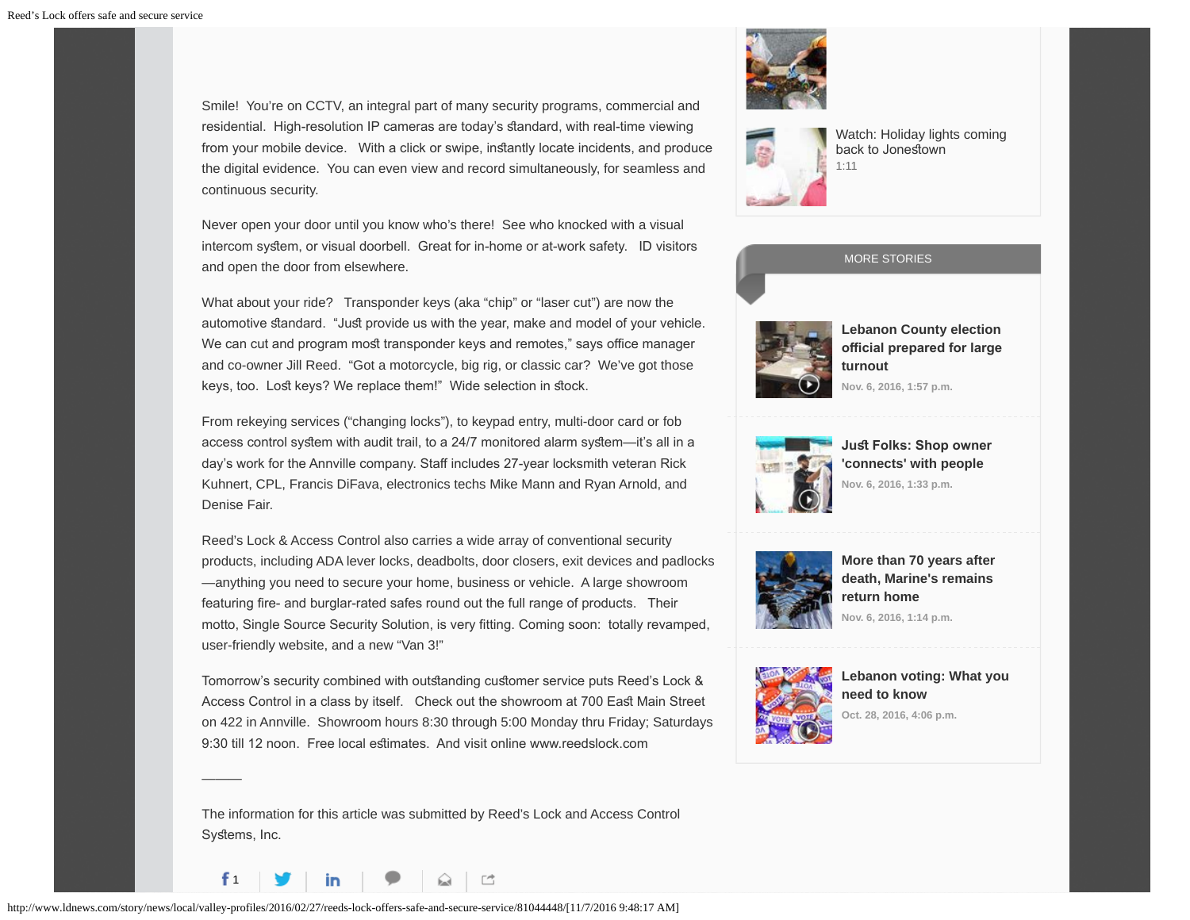Smile!  You're on CCTV, an integral part of many security programs, commercial and residential.  High-resolution IP cameras are today's standard, with real-time viewing from your mobile device.   With a click or swipe, instantly locate incidents, and produce the digital evidence.  You can even view and record simultaneously, for seamless and continuous security.

Never open your door until you know who's there!  See who knocked with a visual intercom system, or visual doorbell.  Great for in-home or at-work safety.   ID visitors and open the door from elsewhere.

What about your ride?   Transponder keys (aka "chip" or "laser cut") are now the automotive standard.  "Just provide us with the year, make and model of your vehicle. We can cut and program most transponder keys and remotes," says office manager and co-owner Jill Reed.  "Got a motorcycle, big rig, or classic car?  We've got those keys, too.  Lost keys? We replace them!"  Wide selection in stock.

From rekeying services ("changing locks"), to keypad entry, multi-door card or fob access control system with audit trail, to a 24/7 monitored alarm system—it's all in a day's work for the Annville company. Staff includes 27-year locksmith veteran Rick Kuhnert, CPL, Francis DiFava, electronics techs Mike Mann and Ryan Arnold, and Denise Fair.

Reed's Lock & Access Control also carries a wide array of conventional security products, including ADA lever locks, deadbolts, door closers, exit devices and padlocks—anything you need to secure your home, business or vehicle.  A large showroom featuring fire- and burglar-rated safes round out the full range of products.   Their motto, Single Source Security Solution, is very fitting. Coming soon:  totally revamped, user-friendly website, and a new "Van 3!"

Tomorrow's security combined with outstanding customer service puts Reed's Lock & Access Control in a class by itself.   Check out the showroom at 700 East Main Street on 422 in Annville.  Showroom hours 8:30 through 5:00 Monday thru Friday; Saturdays 9:30 till 12 noon.  Free local estimates.  And visit online www.reedslock.com

_____

The information for this article was submitted by Reed's Lock and Access Control Systems, Inc.

Watch: Holiday lights coming back to Jonestown
1:11

MORE STORIES

**Lebanon County election official prepared for large turnout**
Nov. 6, 2016, 1:57 p.m.

**Just Folks: Shop owner 'connects' with people**
Nov. 6, 2016, 1:33 p.m.

**More than 70 years after death, Marine's remains return home**
Nov. 6, 2016, 1:14 p.m.

**Lebanon voting: What you need to know**
Oct. 28, 2016, 4:06 p.m.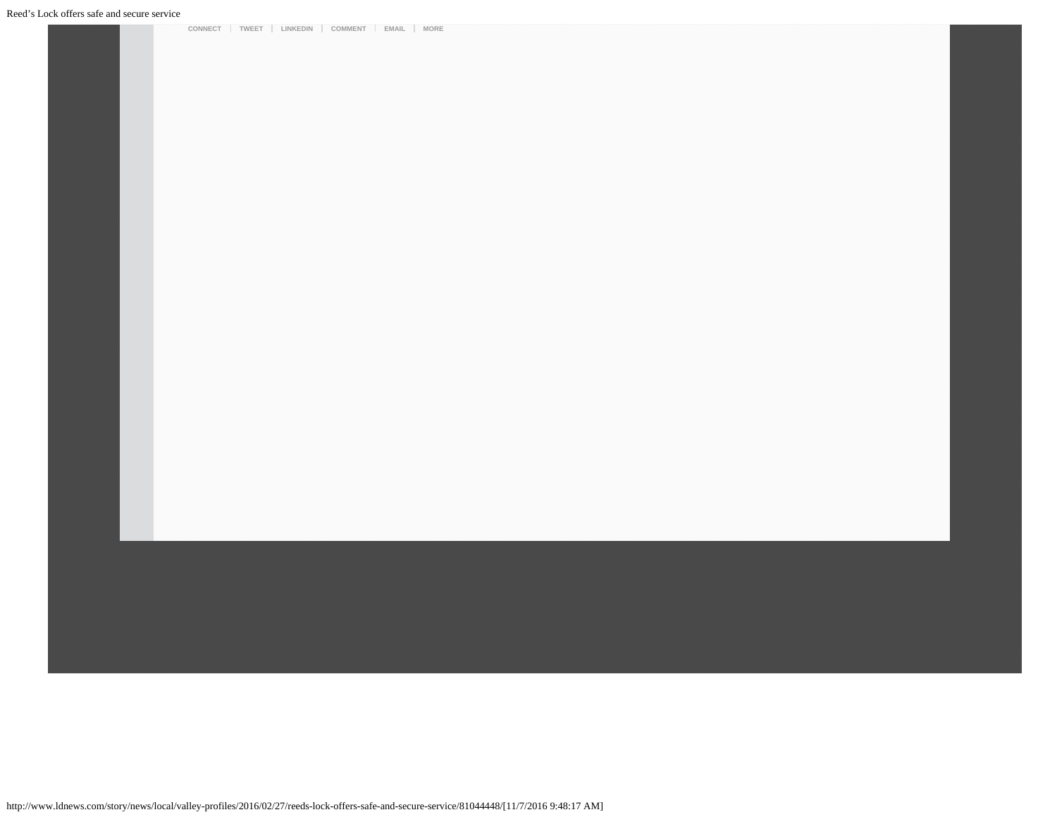CONNECT | TWEET | LINKEDIN | COMMENT | EMAIL | MORE